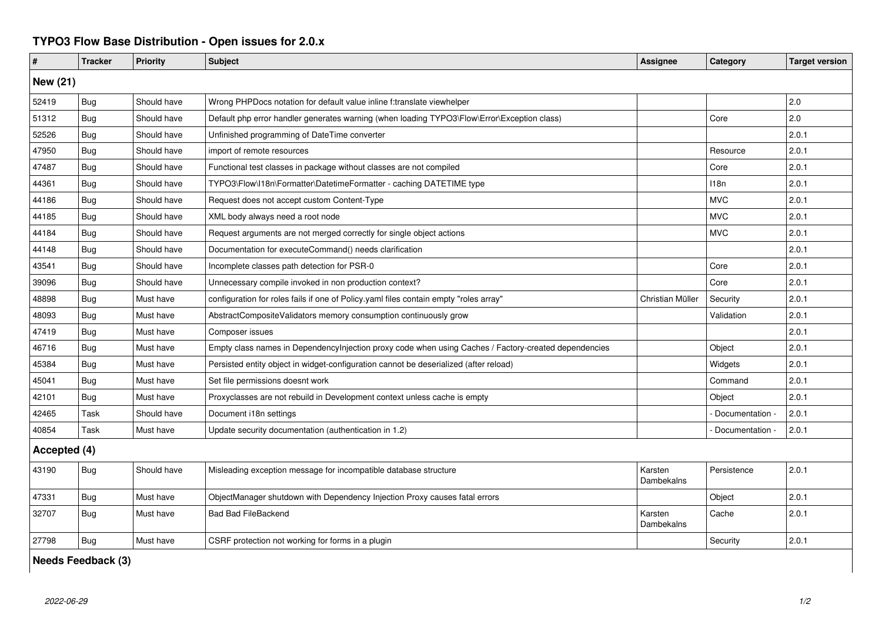# TYPO3 Flow Base Distribution - Open issues for 2.0.x

| # | Tracker | Priority | Subject | Assignee | Category | Target version |
|---|---|---|---|---|---|---|
| **New (21)** | | | | | | |
| 52419 | Bug | Should have | Wrong PHPDocs notation for default value inline f:translate viewhelper | | | 2.0 |
| 51312 | Bug | Should have | Default php error handler generates warning (when loading TYPO3\Flow\Error\Exception class) | | Core | 2.0 |
| 52526 | Bug | Should have | Unfinished programming of DateTime converter | | | 2.0.1 |
| 47950 | Bug | Should have | import of remote resources | | Resource | 2.0.1 |
| 47487 | Bug | Should have | Functional test classes in package without classes are not compiled | | Core | 2.0.1 |
| 44361 | Bug | Should have | TYPO3\Flow\I18n\Formatter\DatetimeFormatter - caching DATETIME type | | I18n | 2.0.1 |
| 44186 | Bug | Should have | Request does not accept custom Content-Type | | MVC | 2.0.1 |
| 44185 | Bug | Should have | XML body always need a root node | | MVC | 2.0.1 |
| 44184 | Bug | Should have | Request arguments are not merged correctly for single object actions | | MVC | 2.0.1 |
| 44148 | Bug | Should have | Documentation for executeCommand() needs clarification | | | 2.0.1 |
| 43541 | Bug | Should have | Incomplete classes path detection for PSR-0 | | Core | 2.0.1 |
| 39096 | Bug | Should have | Unnecessary compile invoked in non production context? | | Core | 2.0.1 |
| 48898 | Bug | Must have | configuration for roles fails if one of Policy.yaml files contain empty "roles array" | Christian Müller | Security | 2.0.1 |
| 48093 | Bug | Must have | AbstractCompositeValidators memory consumption continuously grow | | Validation | 2.0.1 |
| 47419 | Bug | Must have | Composer issues | | | 2.0.1 |
| 46716 | Bug | Must have | Empty class names in DependencyInjection proxy code when using Caches / Factory-created dependencies | | Object | 2.0.1 |
| 45384 | Bug | Must have | Persisted entity object in widget-configuration cannot be deserialized (after reload) | | Widgets | 2.0.1 |
| 45041 | Bug | Must have | Set file permissions doesnt work | | Command | 2.0.1 |
| 42101 | Bug | Must have | Proxyclasses are not rebuild in Development context unless cache is empty | | Object | 2.0.1 |
| 42465 | Task | Should have | Document i18n settings | | - Documentation - | 2.0.1 |
| 40854 | Task | Must have | Update security documentation (authentication in 1.2) | | - Documentation - | 2.0.1 |
| **Accepted (4)** | | | | | | |
| 43190 | Bug | Should have | Misleading exception message for incompatible database structure | Karsten Dambekalns | Persistence | 2.0.1 |
| 47331 | Bug | Must have | ObjectManager shutdown with Dependency Injection Proxy causes fatal errors | | Object | 2.0.1 |
| 32707 | Bug | Must have | Bad Bad FileBackend | Karsten Dambekalns | Cache | 2.0.1 |
| 27798 | Bug | Must have | CSRF protection not working for forms in a plugin | | Security | 2.0.1 |
| **Needs Feedback (3)** | | | | | | |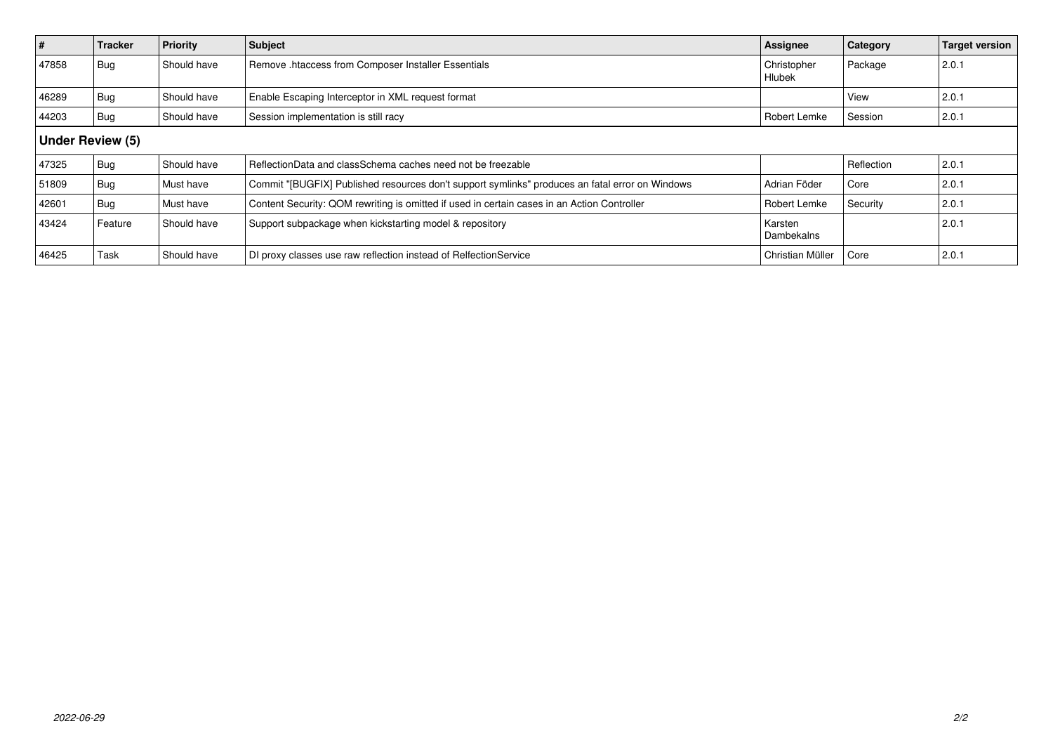| # | Tracker | Priority | Subject | Assignee | Category | Target version |
|---|---|---|---|---|---|---|
| 47858 | Bug | Should have | Remove .htaccess from Composer Installer Essentials | Christopher Hlubek | Package | 2.0.1 |
| 46289 | Bug | Should have | Enable Escaping Interceptor in XML request format | | View | 2.0.1 |
| 44203 | Bug | Should have | Session implementation is still racy | Robert Lemke | Session | 2.0.1 |

**Under Review (5)**

| # | Tracker | Priority | Subject | Assignee | Category | Target version |
|---|---|---|---|---|---|---|
| 47325 | Bug | Should have | ReflectionData and classSchema caches need not be freezable | | Reflection | 2.0.1 |
| 51809 | Bug | Must have | Commit "[BUGFIX] Published resources don't support symlinks" produces an fatal error on Windows | Adrian Föder | Core | 2.0.1 |
| 42601 | Bug | Must have | Content Security: QOM rewriting is omitted if used in certain cases in an Action Controller | Robert Lemke | Security | 2.0.1 |
| 43424 | Feature | Should have | Support subpackage when kickstarting model & repository | Karsten Dambekalns | | 2.0.1 |
| 46425 | Task | Should have | DI proxy classes use raw reflection instead of RelfectionService | Christian Müller | Core | 2.0.1 |

*2022-06-29*